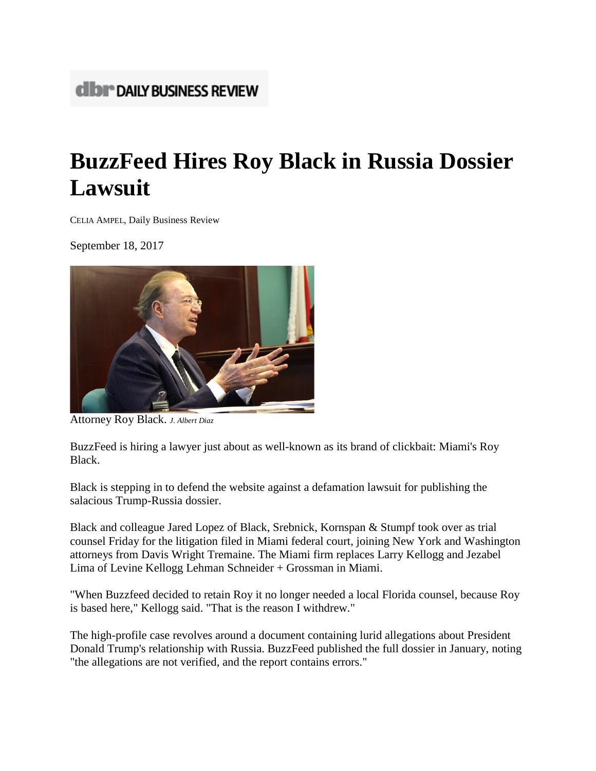DAILY BUSINESS REVIEW

# BuzzFeed Hires Roy Black in Russia Dossier Lawsuit

CELIA AMPEL, Daily Business Review

September 18, 2017

Attorney Roy Black. *J. Albert Diaz*

BuzzFeed is hiring a lawyer just about as well-known as its brand of clickbait: Miami's Roy Black.

Black is stepping in to defend the website against a defamation lawsuit for publishing the salacious Trump-Russia dossier.

Black and colleague Jared Lopez of Black, Srebnick, Kornspan & Stumpf took over as trial counsel Friday for the litigation filed in Miami federal court, joining New York and Washington attorneys from Davis Wright Tremaine. The Miami firm replaces Larry Kellogg and Jezabel Lima of Levine Kellogg Lehman Schneider + Grossman in Miami.

"When Buzzfeed decided to retain Roy it no longer needed a local Florida counsel, because Roy is based here," Kellogg said. "That is the reason I withdrew."

The high-profile case revolves around a document containing lurid allegations about President Donald Trump's relationship with Russia. BuzzFeed published the full dossier in January, noting "the allegations are not verified, and the report contains errors."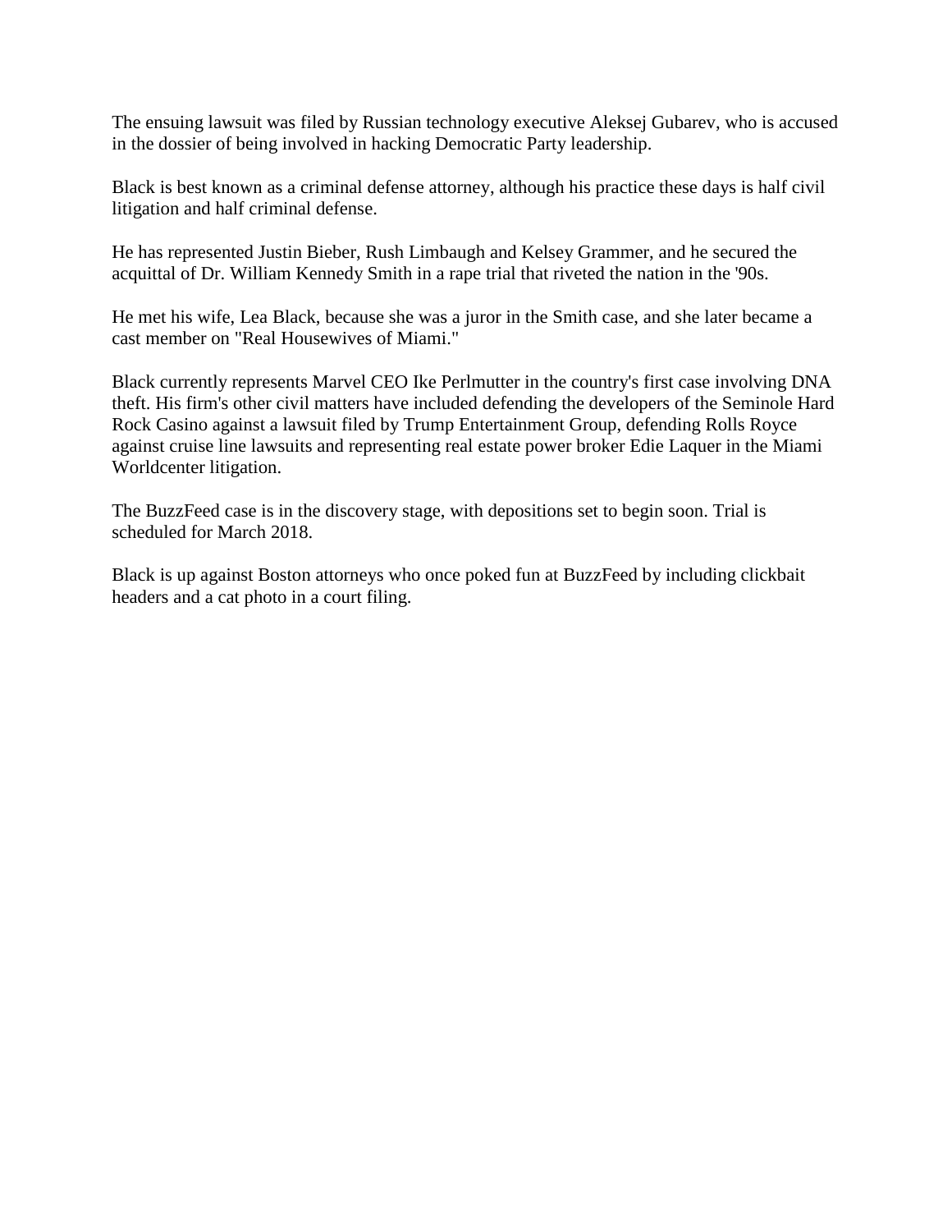The ensuing lawsuit was filed by Russian technology executive Aleksej Gubarev, who is accused in the dossier of being involved in hacking Democratic Party leadership.

Black is best known as a criminal defense attorney, although his practice these days is half civil litigation and half criminal defense.

He has represented Justin Bieber, Rush Limbaugh and Kelsey Grammer, and he secured the acquittal of Dr. William Kennedy Smith in a rape trial that riveted the nation in the '90s.

He met his wife, Lea Black, because she was a juror in the Smith case, and she later became a cast member on "Real Housewives of Miami."

Black currently represents Marvel CEO Ike Perlmutter in the country's first case involving DNA theft. His firm's other civil matters have included defending the developers of the Seminole Hard Rock Casino against a lawsuit filed by Trump Entertainment Group, defending Rolls Royce against cruise line lawsuits and representing real estate power broker Edie Laquer in the Miami Worldcenter litigation.

The BuzzFeed case is in the discovery stage, with depositions set to begin soon. Trial is scheduled for March 2018.

Black is up against Boston attorneys who once poked fun at BuzzFeed by including clickbait headers and a cat photo in a court filing.